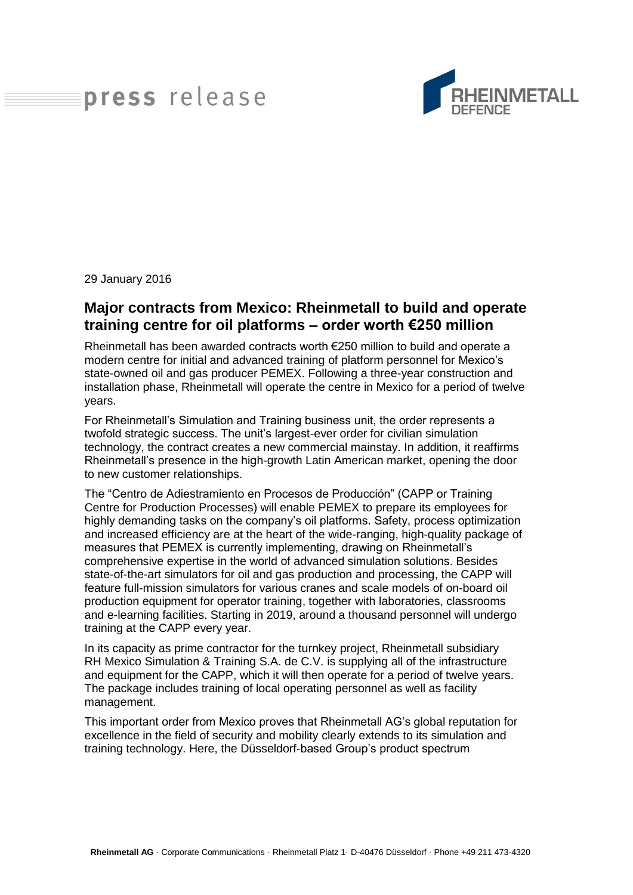press release

RHEINMETALL DEFENCE

29 January 2016

## Major contracts from Mexico: Rheinmetall to build and operate training centre for oil platforms – order worth €250 million

Rheinmetall has been awarded contracts worth €250 million to build and operate a modern centre for initial and advanced training of platform personnel for Mexico's state-owned oil and gas producer PEMEX. Following a three-year construction and installation phase, Rheinmetall will operate the centre in Mexico for a period of twelve years.

For Rheinmetall's Simulation and Training business unit, the order represents a twofold strategic success. The unit's largest-ever order for civilian simulation technology, the contract creates a new commercial mainstay. In addition, it reaffirms Rheinmetall's presence in the high-growth Latin American market, opening the door to new customer relationships.

The "Centro de Adiestramiento en Procesos de Producción" (CAPP or Training Centre for Production Processes) will enable PEMEX to prepare its employees for highly demanding tasks on the company's oil platforms. Safety, process optimization and increased efficiency are at the heart of the wide-ranging, high-quality package of measures that PEMEX is currently implementing, drawing on Rheinmetall's comprehensive expertise in the world of advanced simulation solutions. Besides state-of-the-art simulators for oil and gas production and processing, the CAPP will feature full-mission simulators for various cranes and scale models of on-board oil production equipment for operator training, together with laboratories, classrooms and e-learning facilities. Starting in 2019, around a thousand personnel will undergo training at the CAPP every year.

In its capacity as prime contractor for the turnkey project, Rheinmetall subsidiary RH Mexico Simulation & Training S.A. de C.V. is supplying all of the infrastructure and equipment for the CAPP, which it will then operate for a period of twelve years. The package includes training of local operating personnel as well as facility management.

This important order from Mexico proves that Rheinmetall AG's global reputation for excellence in the field of security and mobility clearly extends to its simulation and training technology. Here, the Düsseldorf-based Group's product spectrum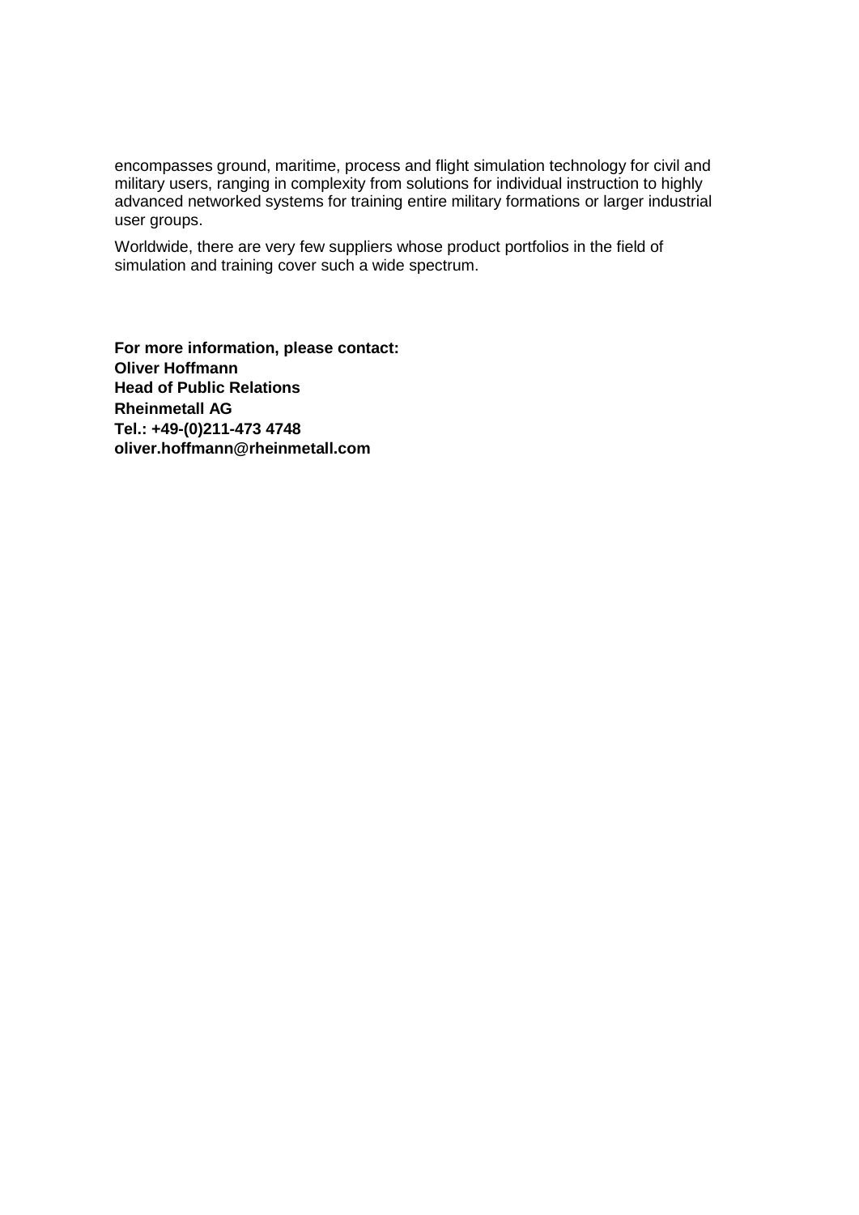encompasses ground, maritime, process and flight simulation technology for civil and military users, ranging in complexity from solutions for individual instruction to highly advanced networked systems for training entire military formations or larger industrial user groups.

Worldwide, there are very few suppliers whose product portfolios in the field of simulation and training cover such a wide spectrum.

**For more information, please contact:**
**Oliver Hoffmann**
**Head of Public Relations**
**Rheinmetall AG**
**Tel.: +49-(0)211-473 4748**
**oliver.hoffmann@rheinmetall.com**